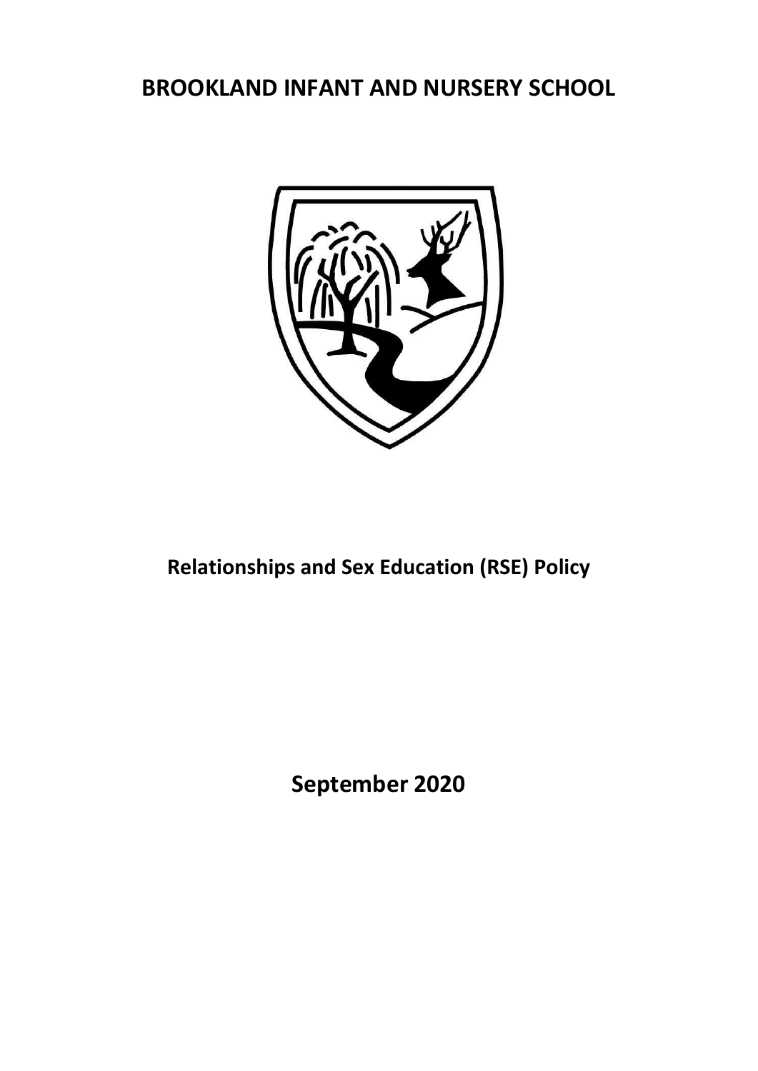# BROOKLAND INFANT AND NURSERY SCHOOL

## Relationships and Sex Education (RSE) Policy

## September 2020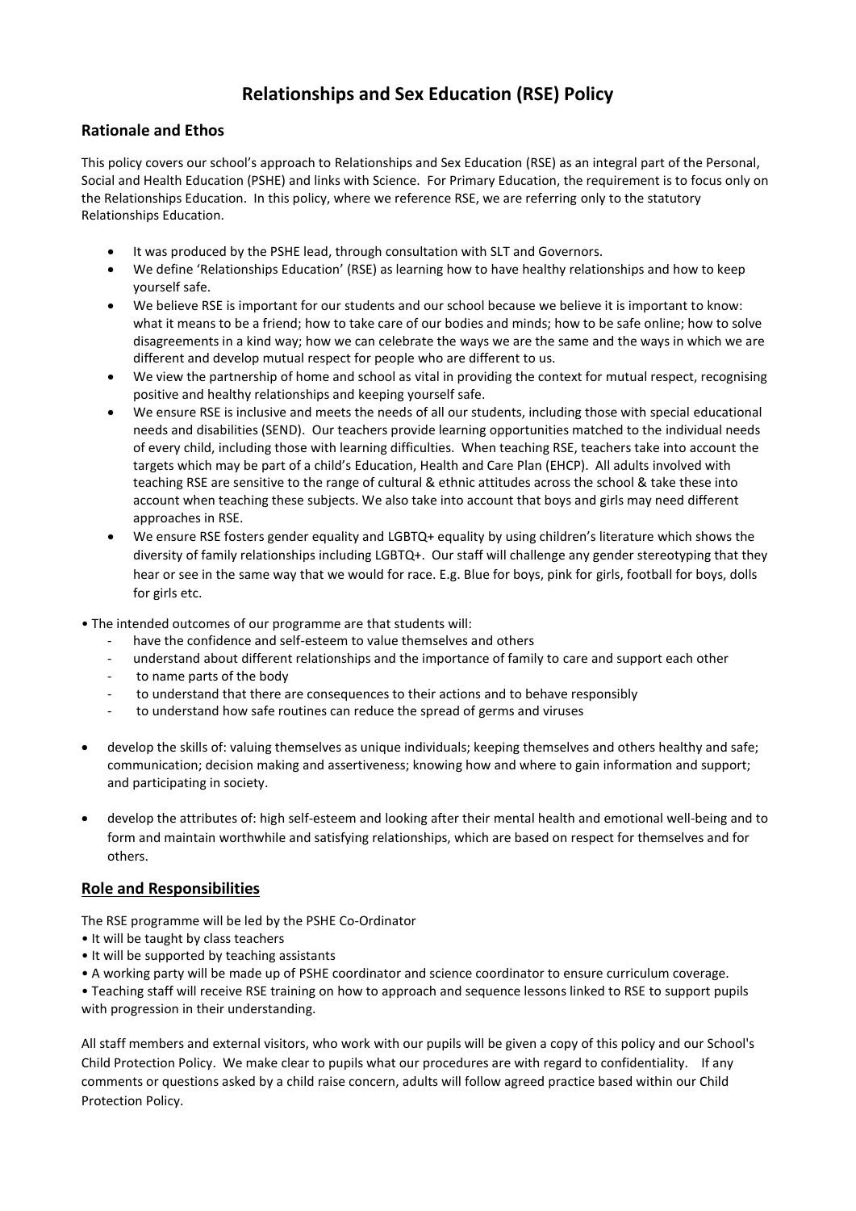# Relationships and Sex Education (RSE) Policy

## Rationale and Ethos

This policy covers our school's approach to Relationships and Sex Education (RSE) as an integral part of the Personal, Social and Health Education (PSHE) and links with Science. For Primary Education, the requirement is to focus only on the Relationships Education. In this policy, where we reference RSE, we are referring only to the statutory Relationships Education.

- It was produced by the PSHE lead, through consultation with SLT and Governors.
- We define 'Relationships Education' (RSE) as learning how to have healthy relationships and how to keep yourself safe.
- We believe RSE is important for our students and our school because we believe it is important to know: what it means to be a friend; how to take care of our bodies and minds; how to be safe online; how to solve disagreements in a kind way; how we can celebrate the ways we are the same and the ways in which we are different and develop mutual respect for people who are different to us.
- We view the partnership of home and school as vital in providing the context for mutual respect, recognising positive and healthy relationships and keeping yourself safe.
- We ensure RSE is inclusive and meets the needs of all our students, including those with special educational needs and disabilities (SEND). Our teachers provide learning opportunities matched to the individual needs of every child, including those with learning difficulties. When teaching RSE, teachers take into account the targets which may be part of a child's Education, Health and Care Plan (EHCP). All adults involved with teaching RSE are sensitive to the range of cultural & ethnic attitudes across the school & take these into account when teaching these subjects. We also take into account that boys and girls may need different approaches in RSE.
- We ensure RSE fosters gender equality and LGBTQ+ equality by using children's literature which shows the diversity of family relationships including LGBTQ+. Our staff will challenge any gender stereotyping that they hear or see in the same way that we would for race. E.g. Blue for boys, pink for girls, football for boys, dolls for girls etc.

• The intended outcomes of our programme are that students will:
  - have the confidence and self-esteem to value themselves and others
  - understand about different relationships and the importance of family to care and support each other
  - to name parts of the body
  - to understand that there are consequences to their actions and to behave responsibly
  - to understand how safe routines can reduce the spread of germs and viruses

- develop the skills of: valuing themselves as unique individuals; keeping themselves and others healthy and safe; communication; decision making and assertiveness; knowing how and where to gain information and support; and participating in society.

- develop the attributes of: high self-esteem and looking after their mental health and emotional well-being and to form and maintain worthwhile and satisfying relationships, which are based on respect for themselves and for others.

## Role and Responsibilities

The RSE programme will be led by the PSHE Co-Ordinator

• It will be taught by class teachers
• It will be supported by teaching assistants
• A working party will be made up of PSHE coordinator and science coordinator to ensure curriculum coverage.
• Teaching staff will receive RSE training on how to approach and sequence lessons linked to RSE to support pupils with progression in their understanding.

All staff members and external visitors, who work with our pupils will be given a copy of this policy and our School's Child Protection Policy. We make clear to pupils what our procedures are with regard to confidentiality. If any comments or questions asked by a child raise concern, adults will follow agreed practice based within our Child Protection Policy.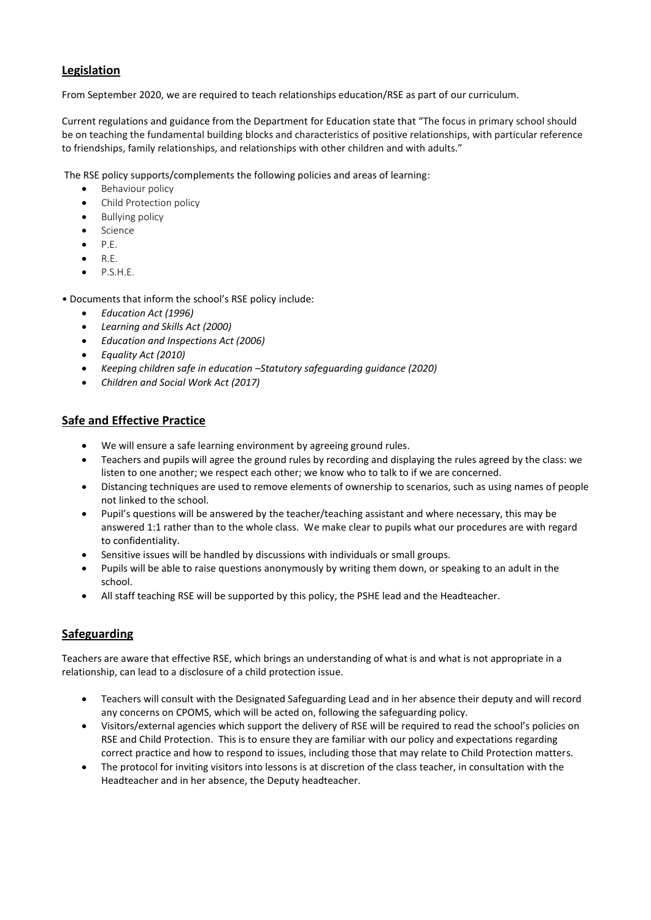## Legislation

From September 2020, we are required to teach relationships education/RSE as part of our curriculum.

Current regulations and guidance from the Department for Education state that "The focus in primary school should be on teaching the fundamental building blocks and characteristics of positive relationships, with particular reference to friendships, family relationships, and relationships with other children and with adults."

The RSE policy supports/complements the following policies and areas of learning:

- Behaviour policy
- Child Protection policy
- Bullying policy
- Science
- P.E.
- R.E.
- P.S.H.E.

• Documents that inform the school's RSE policy include:

- *Education Act (1996)*
- *Learning and Skills Act (2000)*
- *Education and Inspections Act (2006)*
- *Equality Act (2010)*
- *Keeping children safe in education –Statutory safeguarding guidance (2020)*
- *Children and Social Work Act (2017)*

## Safe and Effective Practice

- We will ensure a safe learning environment by agreeing ground rules.
- Teachers and pupils will agree the ground rules by recording and displaying the rules agreed by the class: we listen to one another; we respect each other; we know who to talk to if we are concerned.
- Distancing techniques are used to remove elements of ownership to scenarios, such as using names of people not linked to the school.
- Pupil's questions will be answered by the teacher/teaching assistant and where necessary, this may be answered 1:1 rather than to the whole class. We make clear to pupils what our procedures are with regard to confidentiality.
- Sensitive issues will be handled by discussions with individuals or small groups.
- Pupils will be able to raise questions anonymously by writing them down, or speaking to an adult in the school.
- All staff teaching RSE will be supported by this policy, the PSHE lead and the Headteacher.

## Safeguarding

Teachers are aware that effective RSE, which brings an understanding of what is and what is not appropriate in a relationship, can lead to a disclosure of a child protection issue.

- Teachers will consult with the Designated Safeguarding Lead and in her absence their deputy and will record any concerns on CPOMS, which will be acted on, following the safeguarding policy.
- Visitors/external agencies which support the delivery of RSE will be required to read the school's policies on RSE and Child Protection. This is to ensure they are familiar with our policy and expectations regarding correct practice and how to respond to issues, including those that may relate to Child Protection matters.
- The protocol for inviting visitors into lessons is at discretion of the class teacher, in consultation with the Headteacher and in her absence, the Deputy headteacher.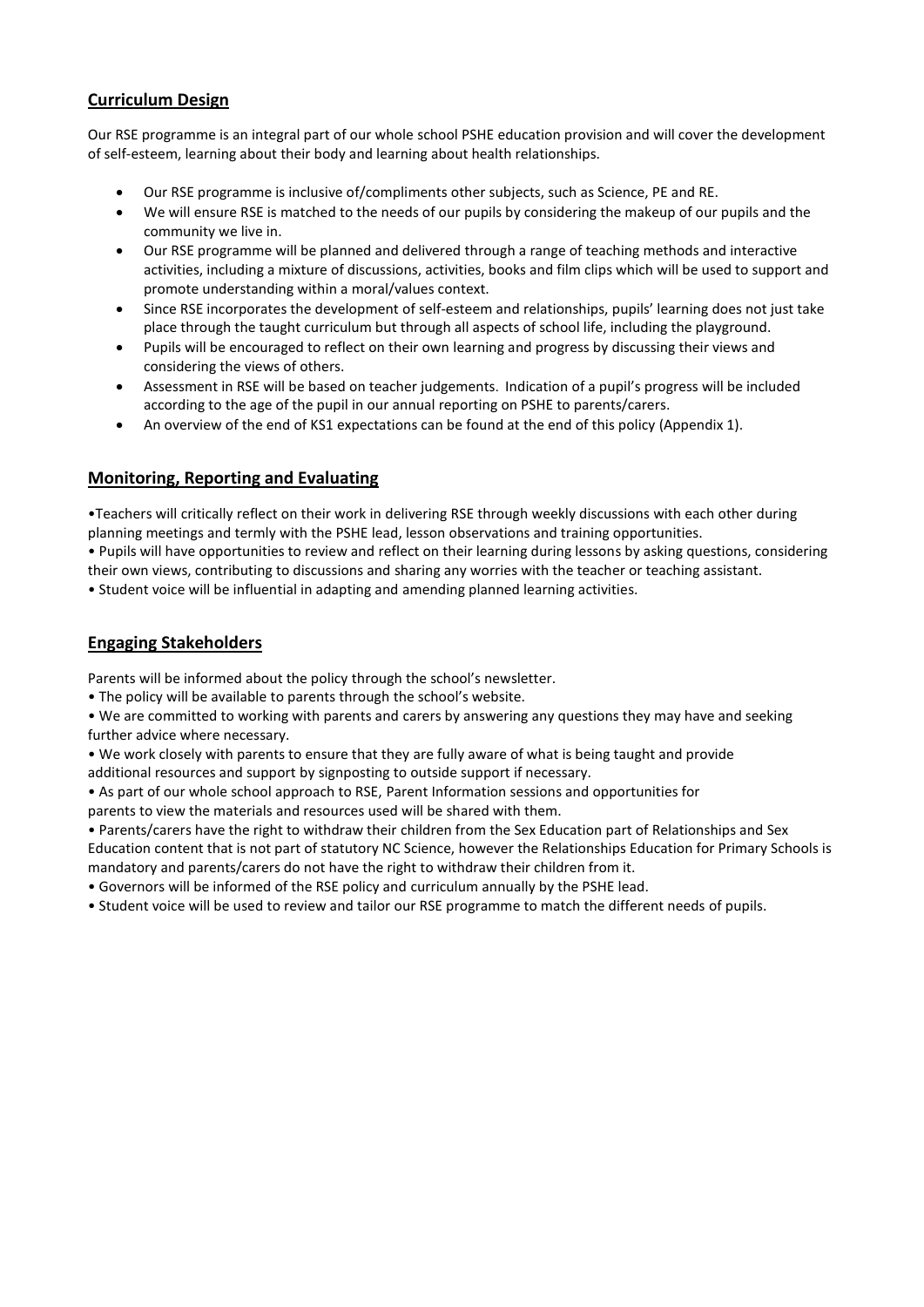## Curriculum Design

Our RSE programme is an integral part of our whole school PSHE education provision and will cover the development of self-esteem, learning about their body and learning about health relationships.

- Our RSE programme is inclusive of/compliments other subjects, such as Science, PE and RE.
- We will ensure RSE is matched to the needs of our pupils by considering the makeup of our pupils and the community we live in.
- Our RSE programme will be planned and delivered through a range of teaching methods and interactive activities, including a mixture of discussions, activities, books and film clips which will be used to support and promote understanding within a moral/values context.
- Since RSE incorporates the development of self-esteem and relationships, pupils' learning does not just take place through the taught curriculum but through all aspects of school life, including the playground.
- Pupils will be encouraged to reflect on their own learning and progress by discussing their views and considering the views of others.
- Assessment in RSE will be based on teacher judgements. Indication of a pupil's progress will be included according to the age of the pupil in our annual reporting on PSHE to parents/carers.
- An overview of the end of KS1 expectations can be found at the end of this policy (Appendix 1).

## Monitoring, Reporting and Evaluating

- Teachers will critically reflect on their work in delivering RSE through weekly discussions with each other during planning meetings and termly with the PSHE lead, lesson observations and training opportunities.
- Pupils will have opportunities to review and reflect on their learning during lessons by asking questions, considering their own views, contributing to discussions and sharing any worries with the teacher or teaching assistant.
- Student voice will be influential in adapting and amending planned learning activities.

## Engaging Stakeholders

Parents will be informed about the policy through the school's newsletter.

- The policy will be available to parents through the school's website.
- We are committed to working with parents and carers by answering any questions they may have and seeking further advice where necessary.
- We work closely with parents to ensure that they are fully aware of what is being taught and provide additional resources and support by signposting to outside support if necessary.
- As part of our whole school approach to RSE, Parent Information sessions and opportunities for parents to view the materials and resources used will be shared with them.
- Parents/carers have the right to withdraw their children from the Sex Education part of Relationships and Sex Education content that is not part of statutory NC Science, however the Relationships Education for Primary Schools is mandatory and parents/carers do not have the right to withdraw their children from it.
- Governors will be informed of the RSE policy and curriculum annually by the PSHE lead.
- Student voice will be used to review and tailor our RSE programme to match the different needs of pupils.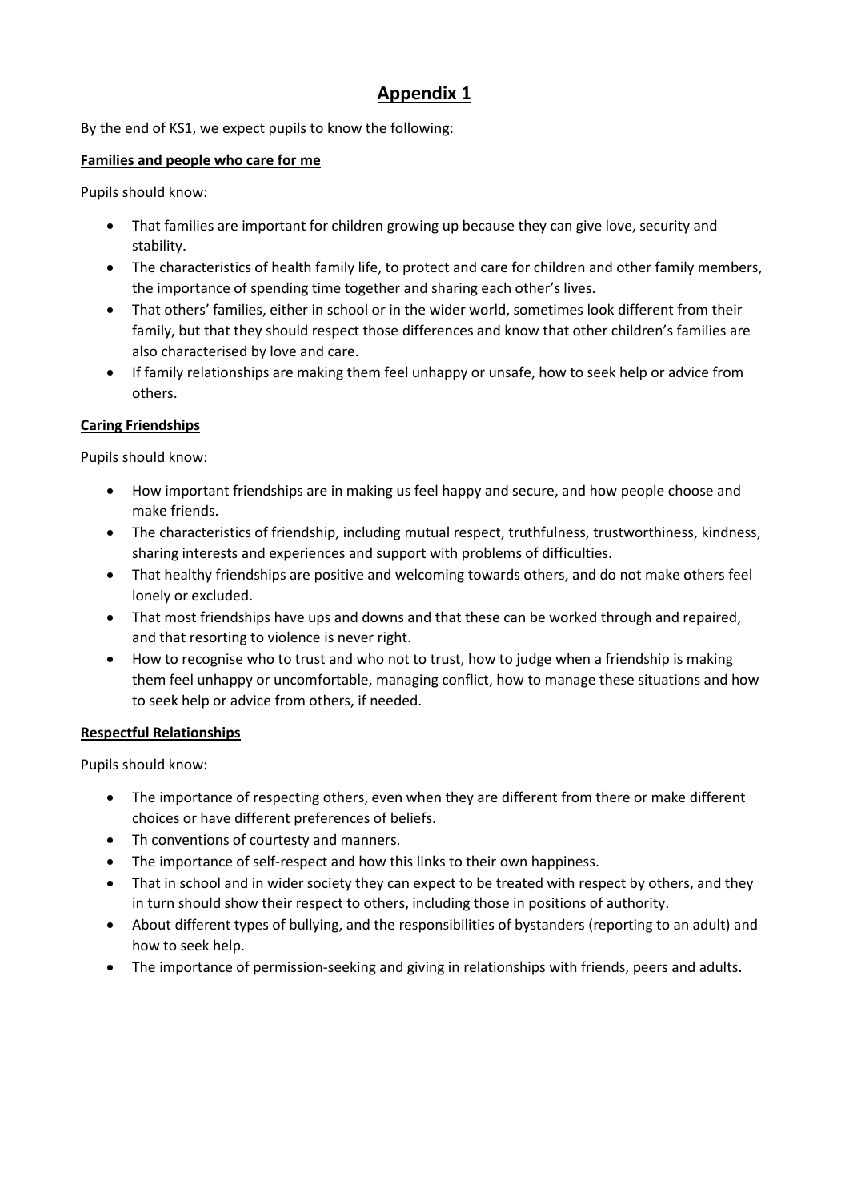# Appendix 1

By the end of KS1, we expect pupils to know the following:

## Families and people who care for me

Pupils should know:

- That families are important for children growing up because they can give love, security and stability.
- The characteristics of health family life, to protect and care for children and other family members, the importance of spending time together and sharing each other's lives.
- That others' families, either in school or in the wider world, sometimes look different from their family, but that they should respect those differences and know that other children's families are also characterised by love and care.
- If family relationships are making them feel unhappy or unsafe, how to seek help or advice from others.

## Caring Friendships

Pupils should know:

- How important friendships are in making us feel happy and secure, and how people choose and make friends.
- The characteristics of friendship, including mutual respect, truthfulness, trustworthiness, kindness, sharing interests and experiences and support with problems of difficulties.
- That healthy friendships are positive and welcoming towards others, and do not make others feel lonely or excluded.
- That most friendships have ups and downs and that these can be worked through and repaired, and that resorting to violence is never right.
- How to recognise who to trust and who not to trust, how to judge when a friendship is making them feel unhappy or uncomfortable, managing conflict, how to manage these situations and how to seek help or advice from others, if needed.

## Respectful Relationships

Pupils should know:

- The importance of respecting others, even when they are different from there or make different choices or have different preferences of beliefs.
- Th conventions of courtesty and manners.
- The importance of self-respect and how this links to their own happiness.
- That in school and in wider society they can expect to be treated with respect by others, and they in turn should show their respect to others, including those in positions of authority.
- About different types of bullying, and the responsibilities of bystanders (reporting to an adult) and how to seek help.
- The importance of permission-seeking and giving in relationships with friends, peers and adults.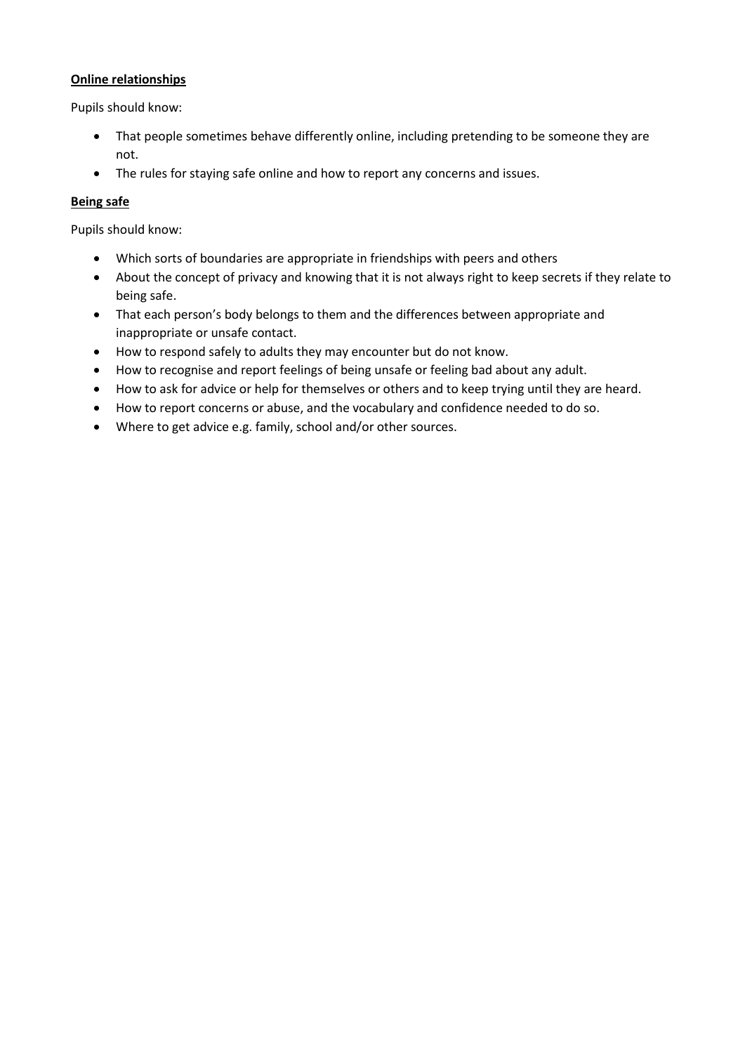**Online relationships**

Pupils should know:

- That people sometimes behave differently online, including pretending to be someone they are not.
- The rules for staying safe online and how to report any concerns and issues.

**Being safe**

Pupils should know:

- Which sorts of boundaries are appropriate in friendships with peers and others
- About the concept of privacy and knowing that it is not always right to keep secrets if they relate to being safe.
- That each person's body belongs to them and the differences between appropriate and inappropriate or unsafe contact.
- How to respond safely to adults they may encounter but do not know.
- How to recognise and report feelings of being unsafe or feeling bad about any adult.
- How to ask for advice or help for themselves or others and to keep trying until they are heard.
- How to report concerns or abuse, and the vocabulary and confidence needed to do so.
- Where to get advice e.g. family, school and/or other sources.